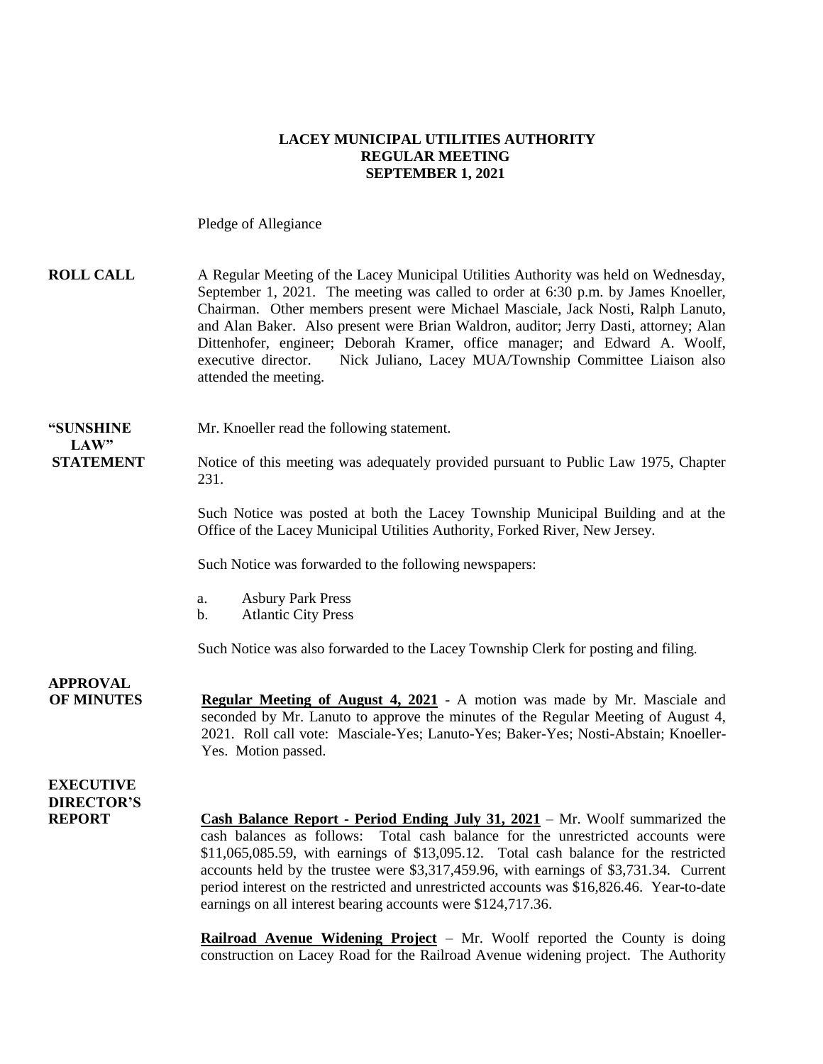**LACEY MUNICIPAL UTILITIES AUTHORITY**
**REGULAR MEETING**
**SEPTEMBER 1, 2021**

Pledge of Allegiance

**ROLL CALL** A Regular Meeting of the Lacey Municipal Utilities Authority was held on Wednesday, September 1, 2021. The meeting was called to order at 6:30 p.m. by James Knoeller, Chairman. Other members present were Michael Masciale, Jack Nosti, Ralph Lanuto, and Alan Baker. Also present were Brian Waldron, auditor; Jerry Dasti, attorney; Alan Dittenhofer, engineer; Deborah Kramer, office manager; and Edward A. Woolf, executive director. Nick Juliano, Lacey MUA/Township Committee Liaison also attended the meeting.

**"SUNSHINE LAW" STATEMENT** Mr. Knoeller read the following statement.

Notice of this meeting was adequately provided pursuant to Public Law 1975, Chapter 231.

Such Notice was posted at both the Lacey Township Municipal Building and at the Office of the Lacey Municipal Utilities Authority, Forked River, New Jersey.

Such Notice was forwarded to the following newspapers:

a. Asbury Park Press
b. Atlantic City Press

Such Notice was also forwarded to the Lacey Township Clerk for posting and filing.

**APPROVAL OF MINUTES** **Regular Meeting of August 4, 2021** - A motion was made by Mr. Masciale and seconded by Mr. Lanuto to approve the minutes of the Regular Meeting of August 4, 2021. Roll call vote: Masciale-Yes; Lanuto-Yes; Baker-Yes; Nosti-Abstain; Knoeller-Yes. Motion passed.

**EXECUTIVE DIRECTOR'S REPORT** **Cash Balance Report - Period Ending July 31, 2021** – Mr. Woolf summarized the cash balances as follows: Total cash balance for the unrestricted accounts were $11,065,085.59, with earnings of $13,095.12. Total cash balance for the restricted accounts held by the trustee were $3,317,459.96, with earnings of $3,731.34. Current period interest on the restricted and unrestricted accounts was $16,826.46. Year-to-date earnings on all interest bearing accounts were $124,717.36.

**Railroad Avenue Widening Project** – Mr. Woolf reported the County is doing construction on Lacey Road for the Railroad Avenue widening project. The Authority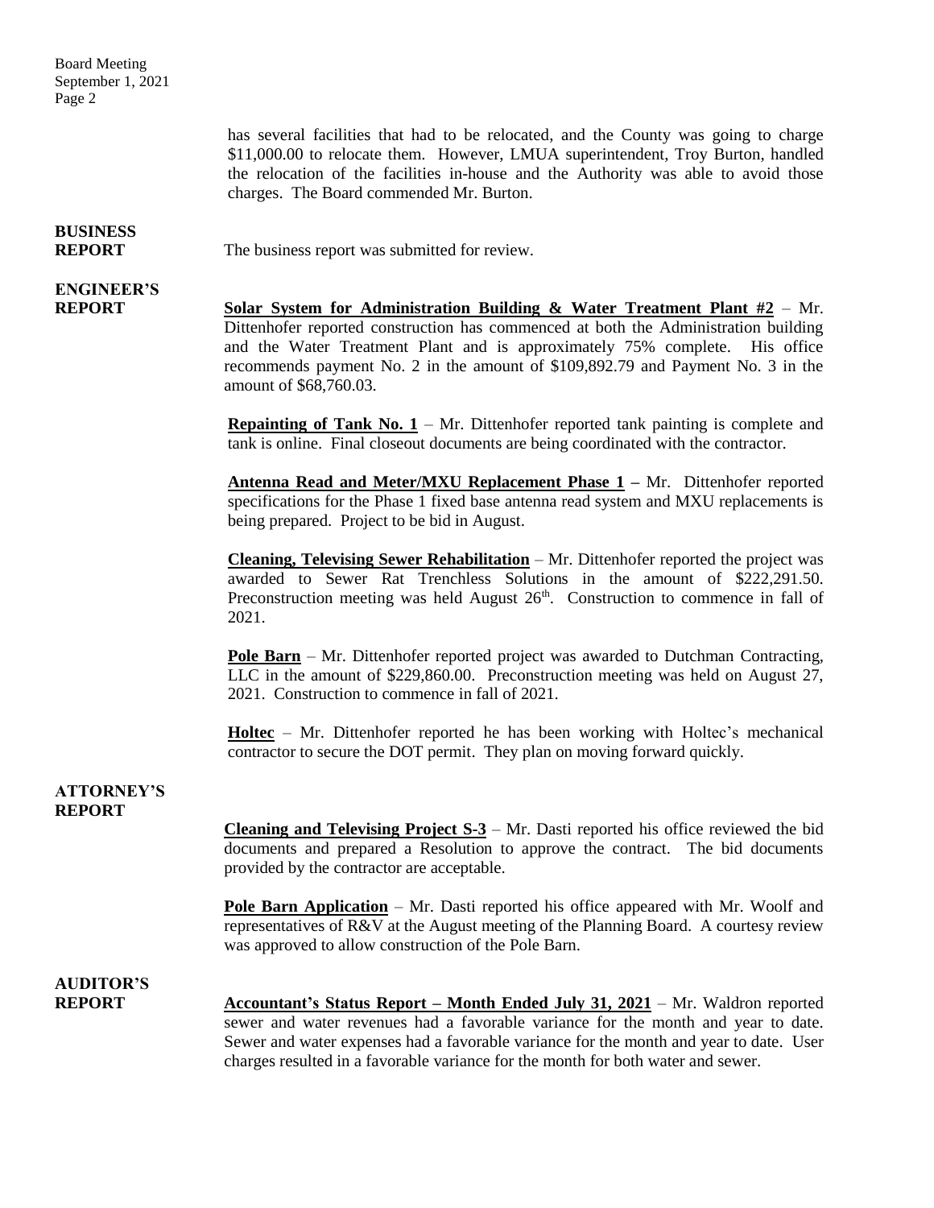has several facilities that had to be relocated, and the County was going to charge \$11,000.00 to relocate them. However, LMUA superintendent, Troy Burton, handled the relocation of the facilities in-house and the Authority was able to avoid those charges. The Board commended Mr. Burton.

**BUSINESS REPORT**

The business report was submitted for review.

**ENGINEER'S REPORT**

**Solar System for Administration Building & Water Treatment Plant #2** – Mr. Dittenhofer reported construction has commenced at both the Administration building and the Water Treatment Plant and is approximately 75% complete. His office recommends payment No. 2 in the amount of \$109,892.79 and Payment No. 3 in the amount of \$68,760.03.

**Repainting of Tank No. 1** – Mr. Dittenhofer reported tank painting is complete and tank is online. Final closeout documents are being coordinated with the contractor.

**Antenna Read and Meter/MXU Replacement Phase 1** – Mr. Dittenhofer reported specifications for the Phase 1 fixed base antenna read system and MXU replacements is being prepared. Project to be bid in August.

**Cleaning, Televising Sewer Rehabilitation** – Mr. Dittenhofer reported the project was awarded to Sewer Rat Trenchless Solutions in the amount of \$222,291.50. Preconstruction meeting was held August 26th. Construction to commence in fall of 2021.

**Pole Barn** – Mr. Dittenhofer reported project was awarded to Dutchman Contracting, LLC in the amount of \$229,860.00. Preconstruction meeting was held on August 27, 2021. Construction to commence in fall of 2021.

**Holtec** – Mr. Dittenhofer reported he has been working with Holtec's mechanical contractor to secure the DOT permit. They plan on moving forward quickly.

**ATTORNEY'S REPORT**

**Cleaning and Televising Project S-3** – Mr. Dasti reported his office reviewed the bid documents and prepared a Resolution to approve the contract. The bid documents provided by the contractor are acceptable.

**Pole Barn Application** – Mr. Dasti reported his office appeared with Mr. Woolf and representatives of R&V at the August meeting of the Planning Board. A courtesy review was approved to allow construction of the Pole Barn.

**AUDITOR'S REPORT**

**Accountant's Status Report – Month Ended July 31, 2021** – Mr. Waldron reported sewer and water revenues had a favorable variance for the month and year to date. Sewer and water expenses had a favorable variance for the month and year to date. User charges resulted in a favorable variance for the month for both water and sewer.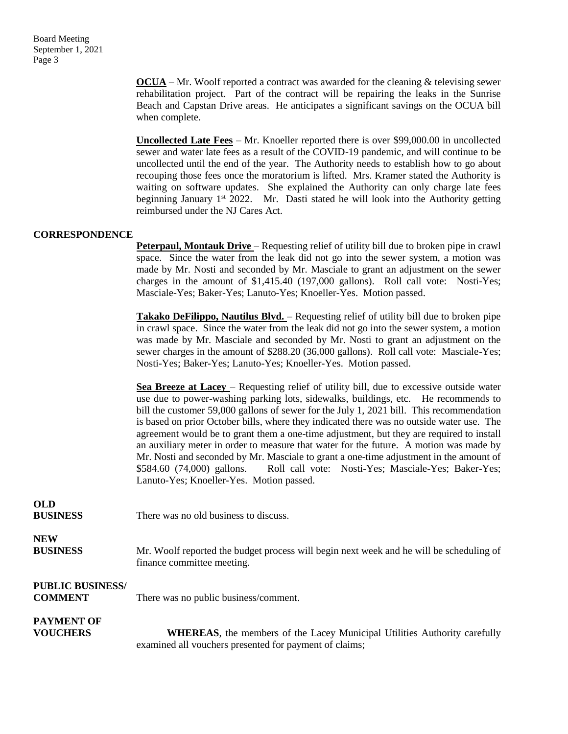**OCUA** – Mr. Woolf reported a contract was awarded for the cleaning & televising sewer rehabilitation project. Part of the contract will be repairing the leaks in the Sunrise Beach and Capstan Drive areas. He anticipates a significant savings on the OCUA bill when complete.

**Uncollected Late Fees** – Mr. Knoeller reported there is over $99,000.00 in uncollected sewer and water late fees as a result of the COVID-19 pandemic, and will continue to be uncollected until the end of the year. The Authority needs to establish how to go about recouping those fees once the moratorium is lifted. Mrs. Kramer stated the Authority is waiting on software updates. She explained the Authority can only charge late fees beginning January 1st 2022. Mr. Dasti stated he will look into the Authority getting reimbursed under the NJ Cares Act.

**CORRESPONDENCE**

**Peterpaul, Montauk Drive** – Requesting relief of utility bill due to broken pipe in crawl space. Since the water from the leak did not go into the sewer system, a motion was made by Mr. Nosti and seconded by Mr. Masciale to grant an adjustment on the sewer charges in the amount of $1,415.40 (197,000 gallons). Roll call vote: Nosti-Yes; Masciale-Yes; Baker-Yes; Lanuto-Yes; Knoeller-Yes. Motion passed.

**Takako DeFilippo, Nautilus Blvd.** – Requesting relief of utility bill due to broken pipe in crawl space. Since the water from the leak did not go into the sewer system, a motion was made by Mr. Masciale and seconded by Mr. Nosti to grant an adjustment on the sewer charges in the amount of $288.20 (36,000 gallons). Roll call vote: Masciale-Yes; Nosti-Yes; Baker-Yes; Lanuto-Yes; Knoeller-Yes. Motion passed.

**Sea Breeze at Lacey** – Requesting relief of utility bill, due to excessive outside water use due to power-washing parking lots, sidewalks, buildings, etc. He recommends to bill the customer 59,000 gallons of sewer for the July 1, 2021 bill. This recommendation is based on prior October bills, where they indicated there was no outside water use. The agreement would be to grant them a one-time adjustment, but they are required to install an auxiliary meter in order to measure that water for the future. A motion was made by Mr. Nosti and seconded by Mr. Masciale to grant a one-time adjustment in the amount of $584.60 (74,000) gallons. Roll call vote: Nosti-Yes; Masciale-Yes; Baker-Yes; Lanuto-Yes; Knoeller-Yes. Motion passed.

**OLD BUSINESS**

There was no old business to discuss.

**NEW BUSINESS**

Mr. Woolf reported the budget process will begin next week and he will be scheduling of finance committee meeting.

**PUBLIC BUSINESS/ COMMENT**

There was no public business/comment.

**PAYMENT OF VOUCHERS**

**WHEREAS**, the members of the Lacey Municipal Utilities Authority carefully examined all vouchers presented for payment of claims;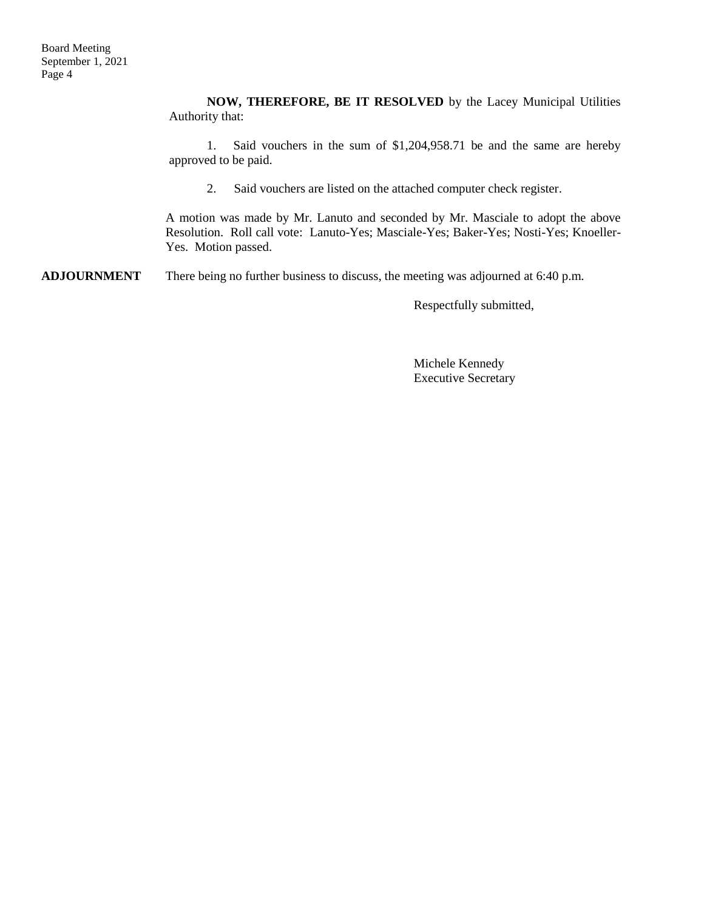**NOW, THEREFORE, BE IT RESOLVED** by the Lacey Municipal Utilities Authority that:

1. Said vouchers in the sum of $1,204,958.71 be and the same are hereby approved to be paid.

2. Said vouchers are listed on the attached computer check register.

A motion was made by Mr. Lanuto and seconded by Mr. Masciale to adopt the above Resolution. Roll call vote: Lanuto-Yes; Masciale-Yes; Baker-Yes; Nosti-Yes; Knoeller-Yes. Motion passed.

**ADJOURNMENT** There being no further business to discuss, the meeting was adjourned at 6:40 p.m.

Respectfully submitted,

Michele Kennedy
Executive Secretary